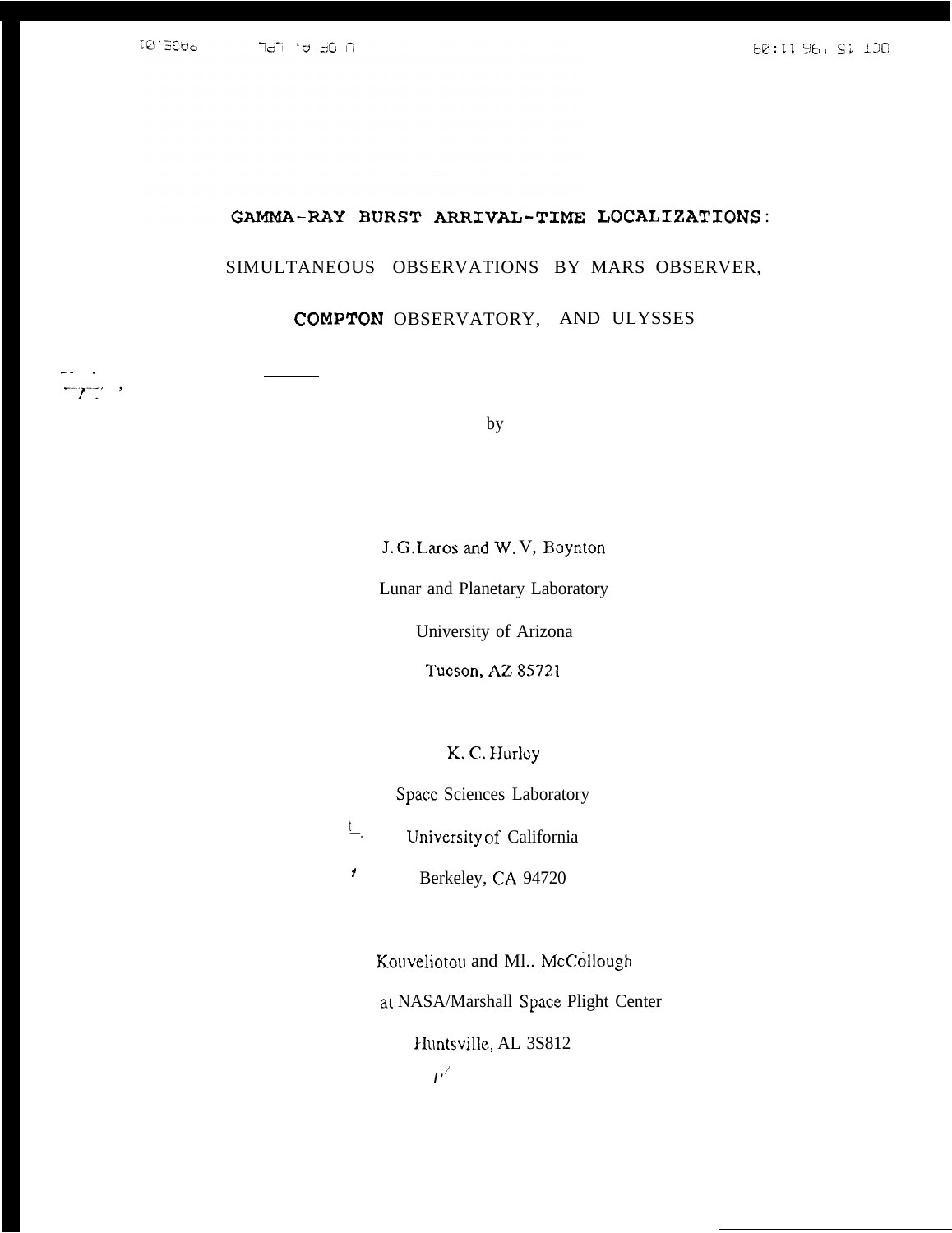# GAMMA-RAY BURST ARRIVAL-TIME LOCALIZATIONS:

## SIMULTANEOUS OBSERVATIONS BY MARS OBSERVER, COMPTON OBSERVATORY, AND ULYSSES

by

J. G. Laros and W. V, Boynton

Lunar and Planetary Laboratory

University of Arizona

Tucson, AZ 85721

K. C. Hurley

Space Sciences Laboratory

University of California

Berkeley, CA 94720

Kouveliotou and Ml.. McCollough

at NASA/Marshall Space Plight Center

Huntsville, AL 3S812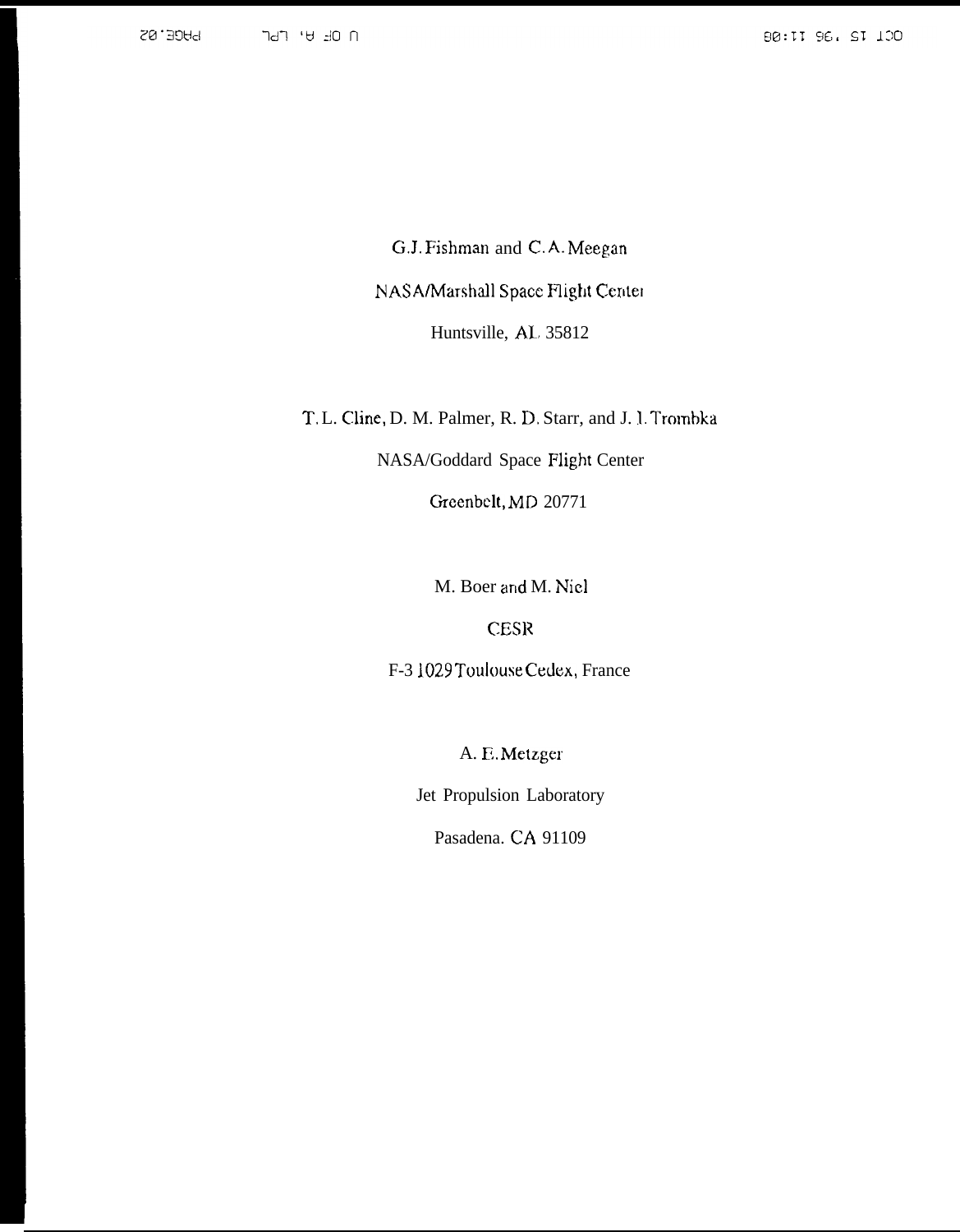G.J. Fishman and C.A. Meegan

NASA/Marshall Space Flight Center

Huntsville, AL 35812

T.L. Cline, D. M. Palmer, R. D. Starr, and J. I. Trombka

NASA/Goddard Space Flight Center

Greenbelt, MD 20771

M. Boer and M. Niel

CESR

F-31029 Toulouse Cedex, France

A. E. Metzger

Jet Propulsion Laboratory

Pasadena. CA 91109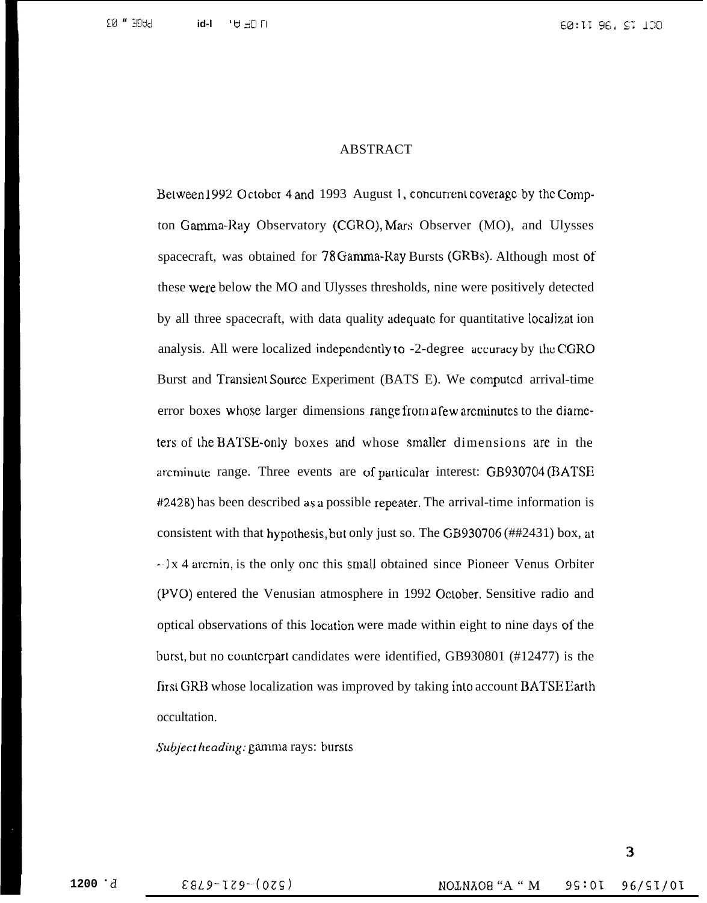## ABSTRACT

Between 1992 October 4 and 1993 August 1, concurrent coverage by the Compton Gamma-Ray Observatory (CGRO), Mars Observer (MO), and Ulysses spacecraft, was obtained for 78 Gamma-Ray Bursts (GRBs). Although most of these were below the MO and Ulysses thresholds, nine were positively detected by all three spacecraft, with data quality adequate for quantitative localization analysis. All were localized independently to -2-degree accuracy by the CGRO Burst and Transient Source Experiment (BATS E). We computed arrival-time error boxes whose larger dimensions range from a few arcminutes to the diameters of the BATSE-only boxes and whose smaller dimensions are in the arcminute range. Three events are of particular interest: GB930704 (BATSE #2428) has been described as a possible repeater. The arrival-time information is consistent with that hypothesis, but only just so. The GB930706 (##2431) box, at ~1 x 4 arcmin, is the only one this small obtained since Pioneer Venus Orbiter (PVO) entered the Venusian atmosphere in 1992 October. Sensitive radio and optical observations of this location were made within eight to nine days of the burst, but no counterpart candidates were identified, GB930801 (#12477) is the first GRB whose localization was improved by taking into account BATSE Earth occultation.

*Subject heading:* gamma rays: bursts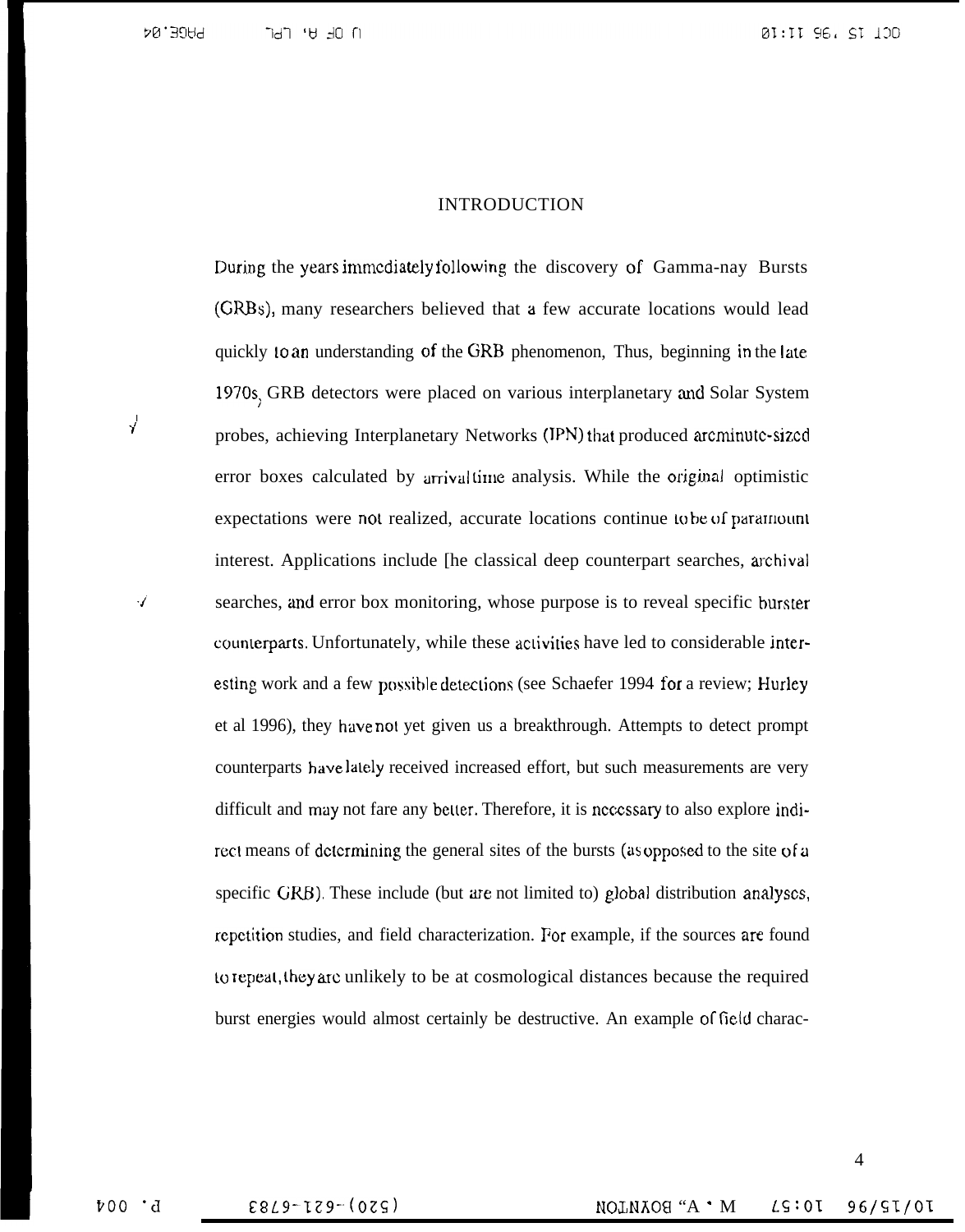## INTRODUCTION

During the years immediately following the discovery of Gamma-nay Bursts (GRBs), many researchers believed that a few accurate locations would lead quickly to an understanding of the GRB phenomenon, Thus, beginning in the late 1970s, GRB detectors were placed on various interplanetary and Solar System probes, achieving Interplanetary Networks (IPN) that produced arcminute-sized error boxes calculated by arrival time analysis. While the original optimistic expectations were not realized, accurate locations continue to be of paramount interest. Applications include [he classical deep counterpart searches, archival searches, and error box monitoring, whose purpose is to reveal specific burster counterparts. Unfortunately, while these activities have led to considerable interesting work and a few possible detections (see Schaefer 1994 for a review; Hurley et al 1996), they have not yet given us a breakthrough. Attempts to detect prompt counterparts have lately received increased effort, but such measurements are very difficult and may not fare any better. Therefore, it is necessary to also explore indirect means of determining the general sites of the bursts (as opposed to the site of a specific GRB). These include (but are not limited to) global distribution analyses, repetition studies, and field characterization. For example, if the sources are found to repeat, they are unlikely to be at cosmological distances because the required burst energies would almost certainly be destructive. An example of field charac-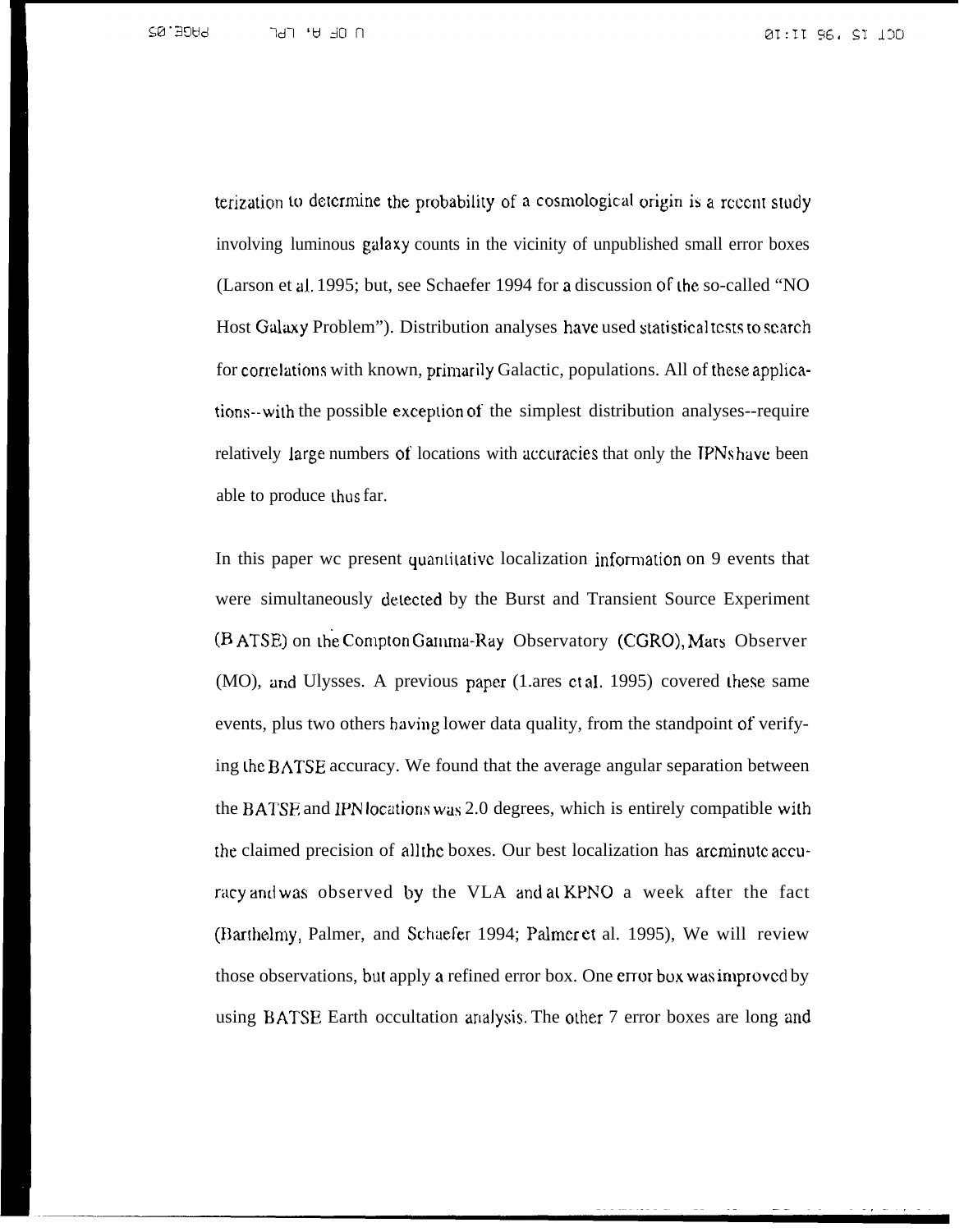terization to determine the probability of a cosmological origin is a recent study involving luminous galaxy counts in the vicinity of unpublished small error boxes (Larson et al. 1995; but, see Schaefer 1994 for a discussion of the so-called "NO Host Galaxy Problem"). Distribution analyses have used statistical tests to search for correlations with known, primarily Galactic, populations. All of these applications--with the possible exception of the simplest distribution analyses--require relatively large numbers of locations with accuracies that only the IPNs have been able to produce thus far.

In this paper we present quantitative localization information on 9 events that were simultaneously detected by the Burst and Transient Source Experiment (BATSE) on the Compton Gamma-Ray Observatory (CGRO), Mars Observer (MO), and Ulysses. A previous paper (Lares et al. 1995) covered these same events, plus two others having lower data quality, from the standpoint of verifying the BATSE accuracy. We found that the average angular separation between the BATSE and IPN locations was 2.0 degrees, which is entirely compatible with the claimed precision of all the boxes. Our best localization has arcminute accuracy and was observed by the VLA and at KPNO a week after the fact (Barthelmy, Palmer, and Schaefer 1994; Palmer et al. 1995), We will review those observations, but apply a refined error box. One error box was improved by using BATSE Earth occultation analysis. The other 7 error boxes are long and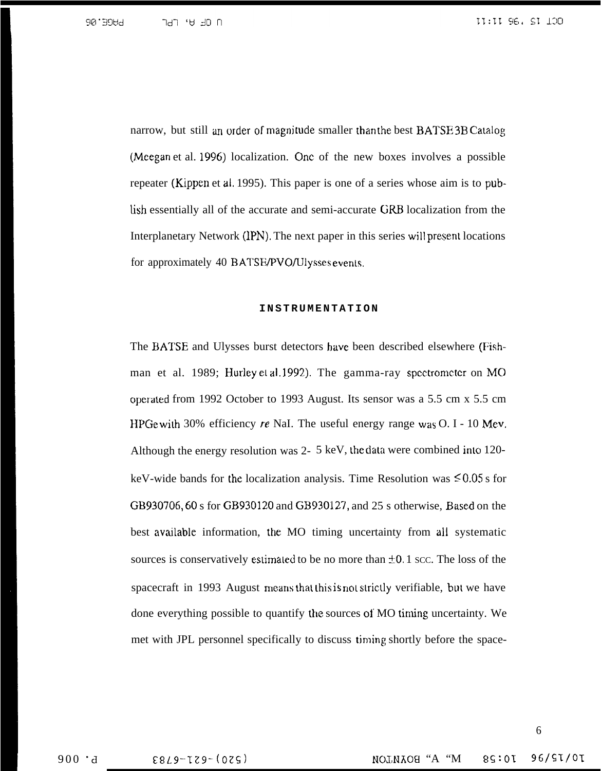narrow, but still an order of magnitude smaller than the best BATSE 3B Catalog (Meegan et al. 1996) localization. One of the new boxes involves a possible repeater (Kippen et al. 1995). This paper is one of a series whose aim is to publish essentially all of the accurate and semi-accurate GRB localization from the Interplanetary Network (IPN). The next paper in this series will present locations for approximately 40 BATSE/PVO/Ulysses events.

## INSTRUMENTATION

The BATSE and Ulysses burst detectors have been described elsewhere (Fishman et al. 1989; Hurley et al. 1992). The gamma-ray spectrometer on MO operated from 1992 October to 1993 August. Its sensor was a 5.5 cm x 5.5 cm HPGe with 30% efficiency *re* NaI. The useful energy range was 0.1 - 10 Mev. Although the energy resolution was 2- 5 keV, the data were combined into 120-keV-wide bands for the localization analysis. Time Resolution was $\leq 0.05$ s for GB930706, 60 s for GB930120 and GB930127, and 25 s otherwise. Based on the best available information, the MO timing uncertainty from all systematic sources is conservatively estimated to be no more than $\pm 0.1$ sec. The loss of the spacecraft in 1993 August means that this is not strictly verifiable, but we have done everything possible to quantify the sources of MO timing uncertainty. We met with JPL personnel specifically to discuss timing shortly before the space-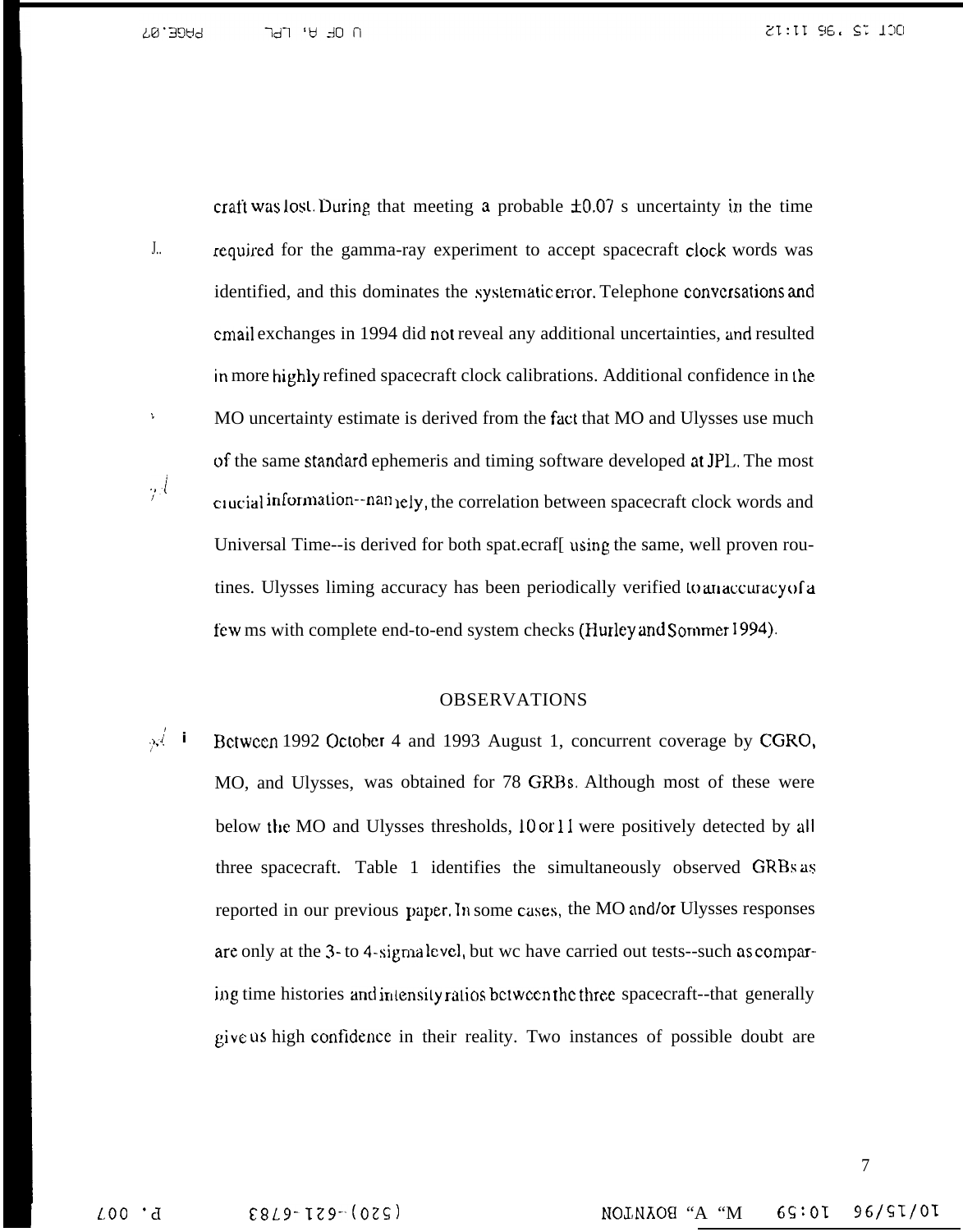craft was lost. During that meeting a probable ±0.07 s uncertainty in the time required for the gamma-ray experiment to accept spacecraft clock words was identified, and this dominates the systematic error. Telephone conversations and email exchanges in 1994 did not reveal any additional uncertainties, and resulted in more highly refined spacecraft clock calibrations. Additional confidence in the MO uncertainty estimate is derived from the fact that MO and Ulysses use much of the same standard ephemeris and timing software developed at JPL. The most crucial information--namely, the correlation between spacecraft clock words and Universal Time--is derived for both spacecraft using the same, well proven routines. Ulysses timing accuracy has been periodically verified to an accuracy of a few ms with complete end-to-end system checks (Hurley and Sommer 1994).

## OBSERVATIONS

Between 1992 October 4 and 1993 August 1, concurrent coverage by CGRO, MO, and Ulysses, was obtained for 78 GRBs. Although most of these were below the MO and Ulysses thresholds, 10 or 11 were positively detected by all three spacecraft. Table 1 identifies the simultaneously observed GRBs as reported in our previous paper. In some cases, the MO and/or Ulysses responses are only at the 3- to 4-sigma level, but we have carried out tests--such as comparing time histories and intensity ratios between the three spacecraft--that generally give us high confidence in their reality. Two instances of possible doubt are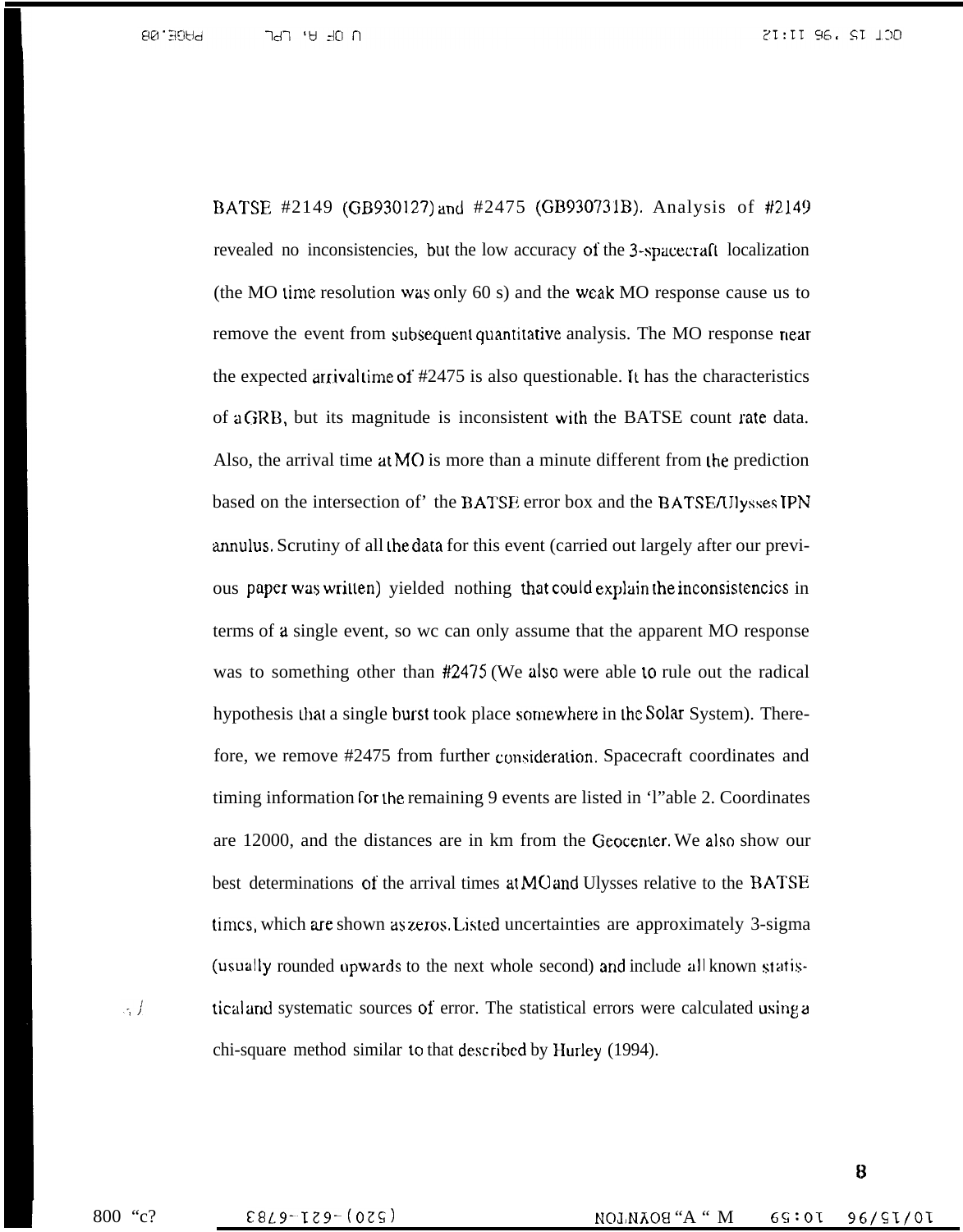BATSE #2149 (GB930127) and #2475 (GB930731B). Analysis of #2149 revealed no inconsistencies, but the low accuracy of the 3-spacecraft localization (the MO time resolution was only 60 s) and the weak MO response cause us to remove the event from subsequent quantitative analysis. The MO response near the expected arrival time of #2475 is also questionable. It has the characteristics of a GRB, but its magnitude is inconsistent with the BATSE count rate data. Also, the arrival time at MO is more than a minute different from the prediction based on the intersection of the BATSE error box and the BATSE/Ulysses IPN annulus. Scrutiny of all the data for this event (carried out largely after our previous paper was written) yielded nothing that could explain the inconsistencies in terms of a single event, so we can only assume that the apparent MO response was to something other than #2475 (We also were able to rule out the radical hypothesis that a single burst took place somewhere in the Solar System). Therefore, we remove #2475 from further consideration. Spacecraft coordinates and timing information for the remaining 9 events are listed in Table 2. Coordinates are J2000, and the distances are in km from the Geocenter. We also show our best determinations of the arrival times at MO and Ulysses relative to the BATSE times, which are shown as zeros. Listed uncertainties are approximately 3-sigma (usually rounded upwards to the next whole second) and include all known statistical and systematic sources of error. The statistical errors were calculated using a chi-square method similar to that described by Hurley (1994).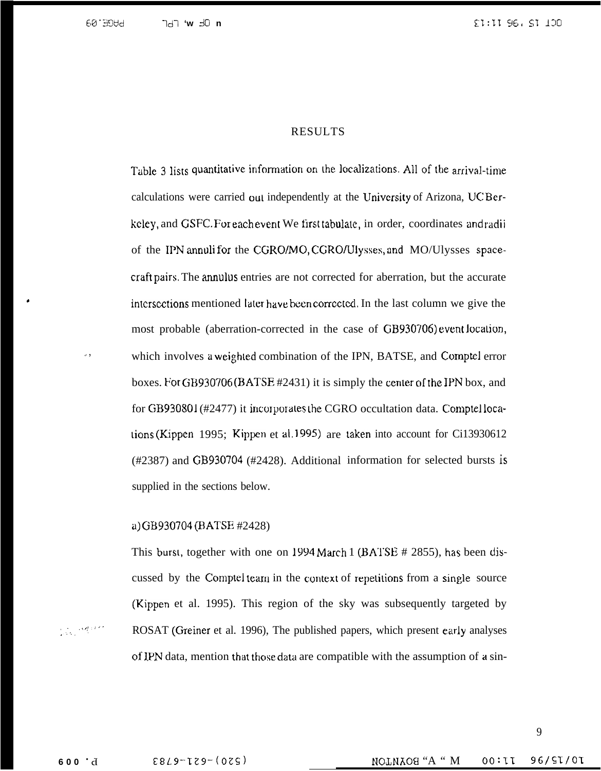# RESULTS

Table 3 lists quantitative information on the localizations. All of the arrival-time calculations were carried out independently at the University of Arizona, UC Berkeley, and GSFC. For each event We first tabulate, in order, coordinates and radii of the IPN annuli for the CGRO/MO, CGRO/Ulysses, and MO/Ulysses spacecraft pairs. The annulus entries are not corrected for aberration, but the accurate intersections mentioned later have been corrected. In the last column we give the most probable (aberration-corrected in the case of GB930706) event location, which involves a weighted combination of the IPN, BATSE, and Comptel error boxes. For GB930706 (BATSE #2431) it is simply the center of the IPN box, and for GB930801 (#2477) it incorporates the CGRO occultation data. Comptel locations (Kippen 1995; Kippen et al. 1995) are taken into account for Ci13930612 (#2387) and GB930704 (#2428). Additional information for selected bursts is supplied in the sections below.

## a) GB930704 (BATSE #2428)

This burst, together with one on 1994 March 1 (BATSE # 2855), has been discussed by the Comptel team in the context of repetitions from a single source (Kippen et al. 1995). This region of the sky was subsequently targeted by ROSAT (Greiner et al. 1996), The published papers, which present early analyses of IPN data, mention that those data are compatible with the assumption of a sin-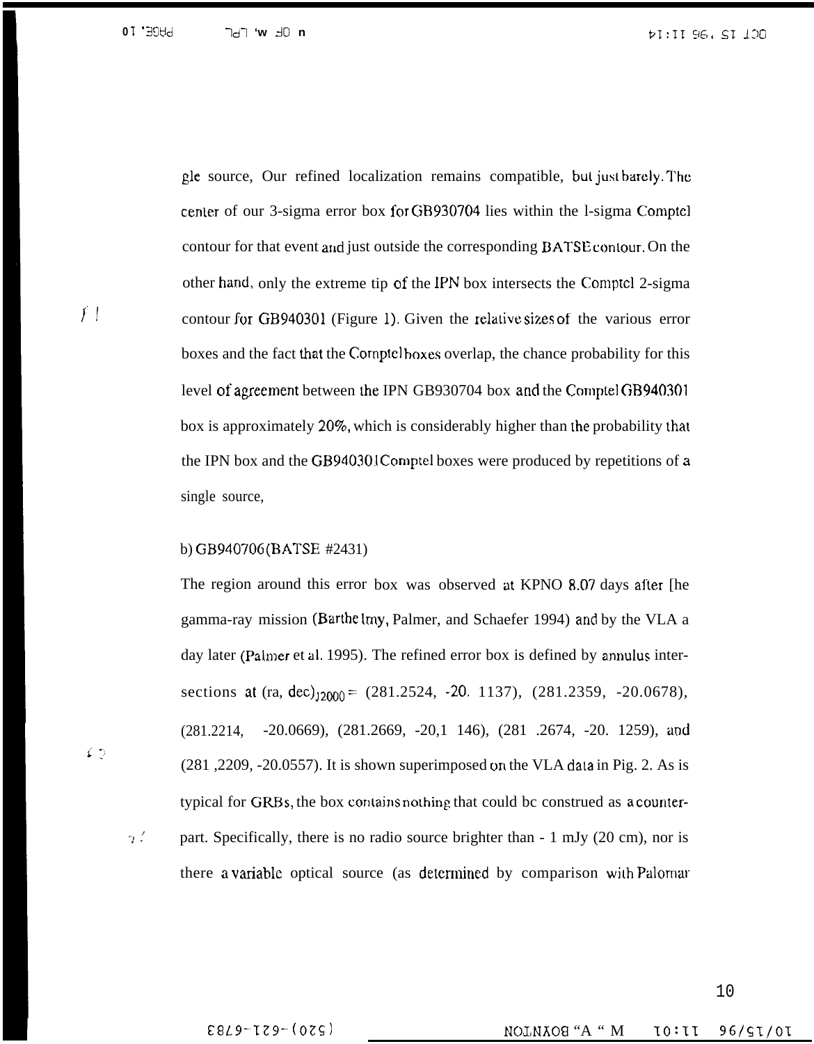gle source, Our refined localization remains compatible, but just barely. The center of our 3-sigma error box for GB930704 lies within the l-sigma Comptel contour for that event and just outside the corresponding BATSE contour. On the other hand, only the extreme tip of the IPN box intersects the Comptel 2-sigma contour for GB940301 (Figure 1). Given the relative sizes of the various error boxes and the fact that the Comptel boxes overlap, the chance probability for this level of agreement between the IPN GB930704 box and the Comptel GB940301 box is approximately 20%, which is considerably higher than the probability that the IPN box and the GB940301 Comptel boxes were produced by repetitions of a single source,

b) GB940706 (BATSE #2431)

The region around this error box was observed at KPNO 8.07 days after [he gamma-ray mission (Barthelmy, Palmer, and Schaefer 1994) and by the VLA a day later (Palmer et al. 1995). The refined error box is defined by annulus intersections at $(ra, dec)_{J2000}$ = (281.2524, -20. 1137), (281.2359, -20.0678), (281.2214, -20.0669), (281.2669, -20,1 146), (281 .2674, -20. 1259), and (281 ,2209, -20.0557). It is shown superimposed on the VLA data in Pig. 2. As is typical for GRBs, the box contains nothing that could bc construed as a counterpart. Specifically, there is no radio source brighter than - 1 mJy (20 cm), nor is there a variable optical source (as determined by comparison with Palomar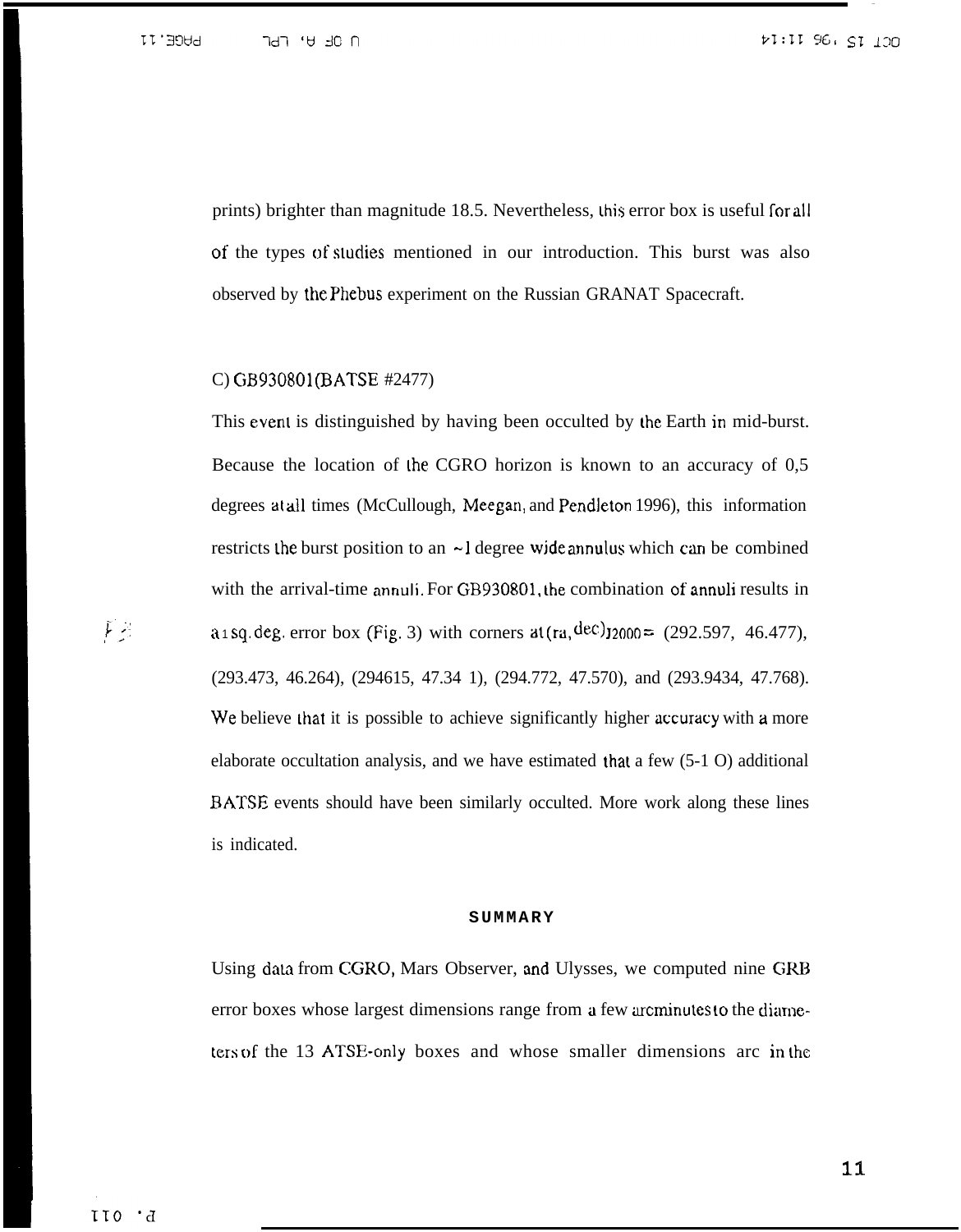prints) brighter than magnitude 18.5. Nevertheless, this error box is useful for all of the types of studies mentioned in our introduction. This burst was also observed by the Phebus experiment on the Russian GRANAT Spacecraft.

C) GB930801 (BATSE #2477)

This event is distinguished by having been occulted by the Earth in mid-burst. Because the location of the CGRO horizon is known to an accuracy of 0,5 degrees at all times (McCullough, Meegan, and Pendleton 1996), this information restricts the burst position to an ~1 degree wide annulus which can be combined with the arrival-time annuli. For GB930801, the combination of annuli results in a 1 sq. deg. error box (Fig. 3) with corners at $(ra, dec)_{J2000}$ = (292.597, 46.477), (293.473, 46.264), (294615, 47.34 1), (294.772, 47.570), and (293.9434, 47.768). We believe that it is possible to achieve significantly higher accuracy with a more elaborate occultation analysis, and we have estimated that a few (5-1 O) additional BATSE events should have been similarly occulted. More work along these lines is indicated.

## SUMMARY

Using data from CGRO, Mars Observer, and Ulysses, we computed nine GRB error boxes whose largest dimensions range from a few arcminutes to the diameters of the 13 ATSE-only boxes and whose smaller dimensions arc in the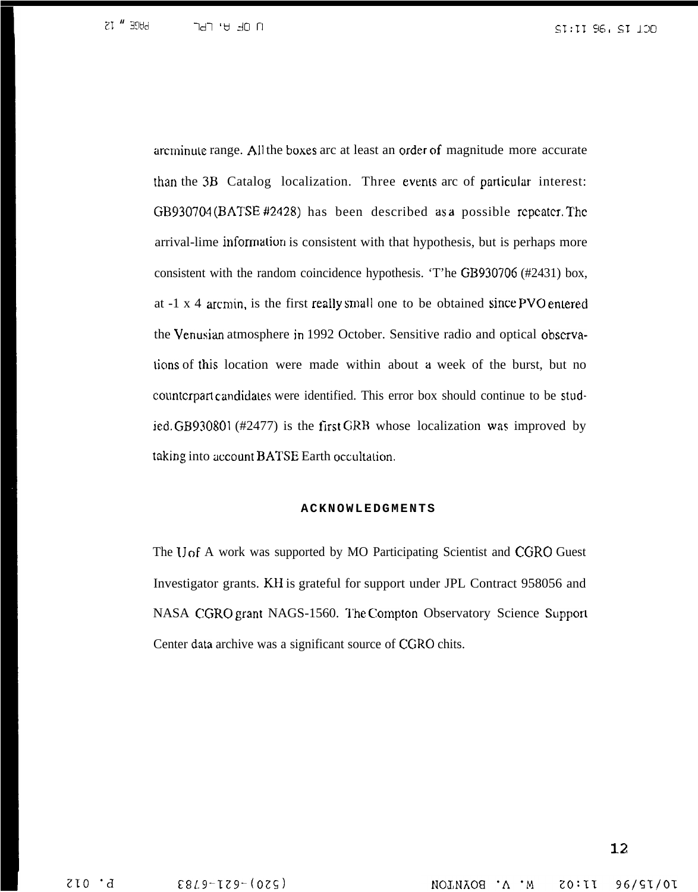arcminute range. All the boxes arc at least an order of magnitude more accurate than the 3B Catalog localization. Three events arc of particular interest: GB930704 (BATSE #2428) has been described as a possible repeater. The arrival-lime information is consistent with that hypothesis, but is perhaps more consistent with the random coincidence hypothesis. 'T'he GB930706 (#2431) box, at -1 x 4 arcmin, is the first really small one to be obtained since PVO entered the Venusian atmosphere in 1992 October. Sensitive radio and optical observations of this location were made within about a week of the burst, but no counterpart candidates were identified. This error box should continue to be studied. GB930801 (#2477) is the first GRB whose localization was improved by taking into account BATSE Earth occultation.

## ACKNOWLEDGMENTS

The U of A work was supported by MO Participating Scientist and CGRO Guest Investigator grants. KH is grateful for support under JPL Contract 958056 and NASA CGRO grant NAGS-1560. The Compton Observatory Science Support Center data archive was a significant source of CGRO chits.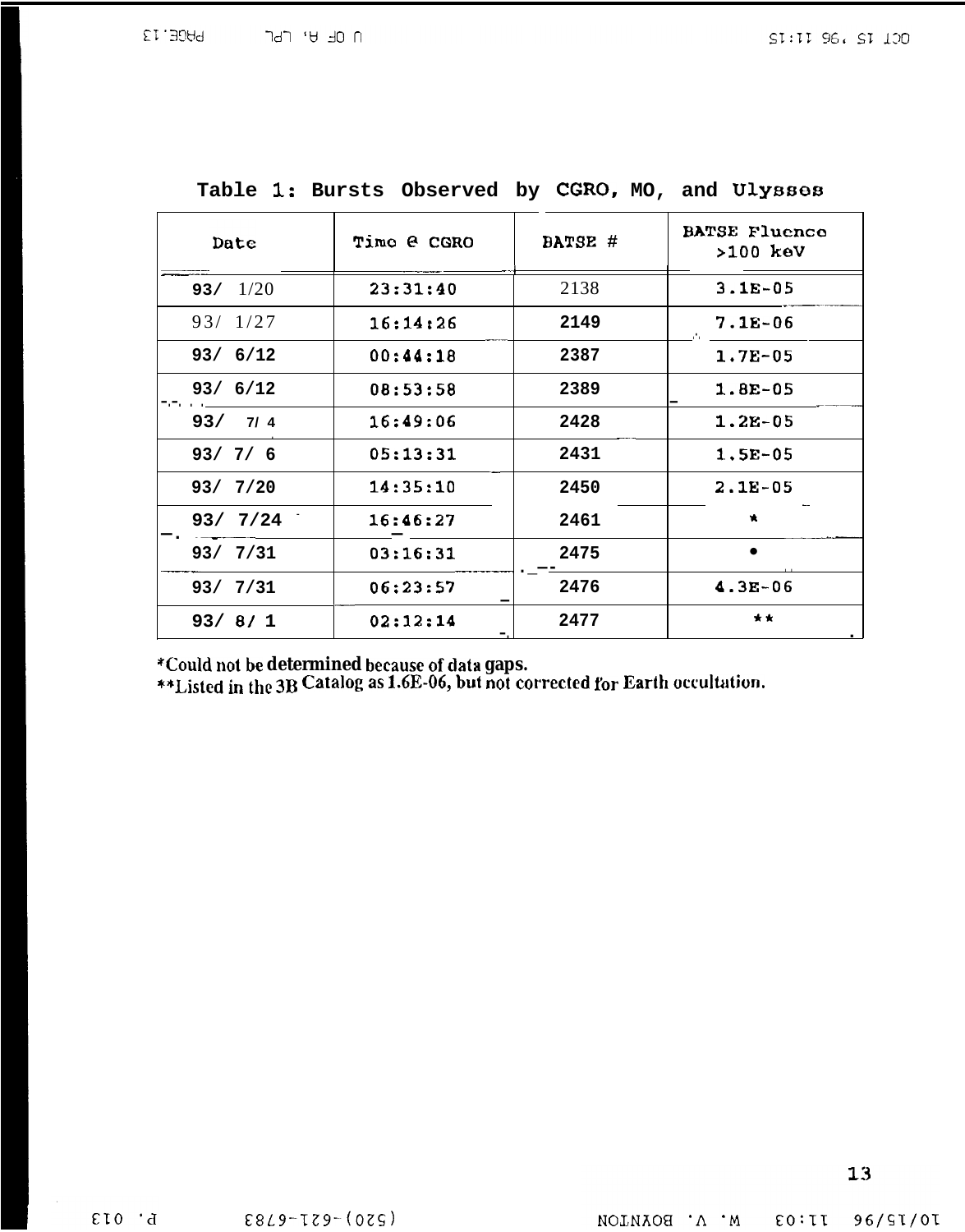**Table 1: Bursts Observed by CGRO, MO, and Ulysses**

| Date | Time @ CGRO | BATSE # | BATSE Fluence >100 keV |
|---|---|---|---|
| 93/ 1/20 | 23:31:40 | 2138 | 3.1E-05 |
| 93/ 1/27 | 16:14:26 | 2149 | 7.1E-06 |
| 93/ 6/12 | 00:44:18 | 2387 | 1.7E-05 |
| 93/ 6/12 | 08:53:58 | 2389 | 1.8E-05 |
| 93/ 7/ 4 | 16:49:06 | 2428 | 1.2E-05 |
| 93/ 7/ 6 | 05:13:31 | 2431 | 1.5E-05 |
| 93/ 7/20 | 14:35:10 | 2450 | 2.1E-05 |
| 93/ 7/24 | 16:46:27 | 2461 | * |
| 93/ 7/31 | 03:16:31 | 2475 | * |
| 93/ 7/31 | 06:23:57 | 2476 | 4.3E-06 |
| 93/ 8/ 1 | 02:12:14 | 2477 | ** |

*Could not be determined because of data gaps.

**Listed in the 3B Catalog as 1.6E-06, but not corrected for Earth occultation.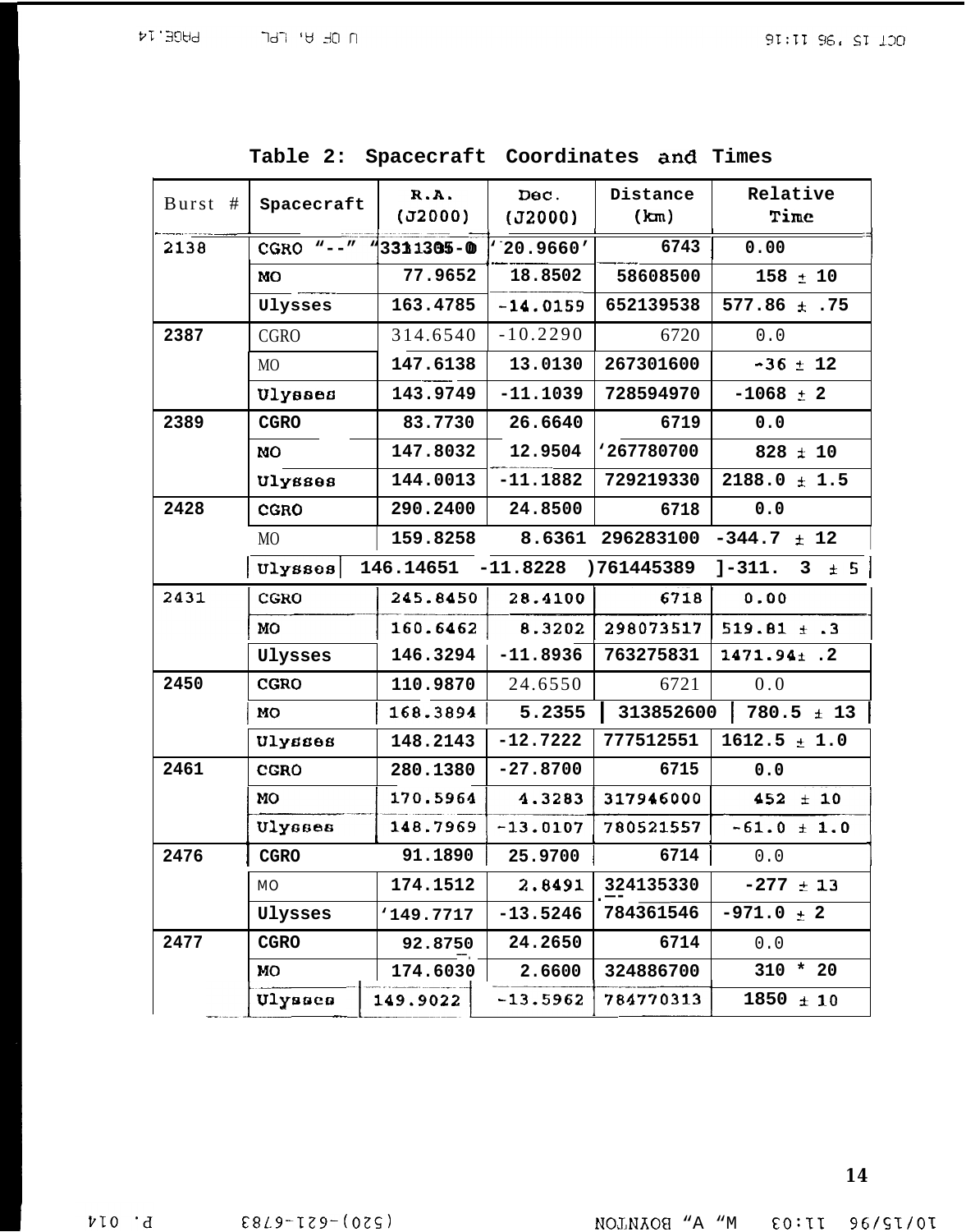## Table 2: Spacecraft Coordinates and Times

| Burst # | Spacecraft | R.A. (J2000) | Dec. (J2000) | Distance (km) | Relative Time |
|---|---|---|---|---|---|
| 2138 | CGRO | 331.1305 | 20.9660 | 6743 | 0.00 |
| | MO | 77.9652 | 18.8502 | 58608500 | 158 ± 10 |
| | Ulysses | 163.4785 | -14.0159 | 652139538 | 577.86 ± .75 |
| 2387 | CGRO | 314.6540 | -10.2290 | 6720 | 0.0 |
| | MO | 147.6138 | 13.0130 | 267301600 | -36 ± 12 |
| | Ulysses | 143.9749 | -11.1039 | 728594970 | -1068 ± 2 |
| 2389 | CGRO | 83.7730 | 26.6640 | 6719 | 0.0 |
| | MO | 147.8032 | 12.9504 | 267780700 | 828 ± 10 |
| | Ulysses | 144.0013 | -11.1882 | 729219330 | 2188.0 ± 1.5 |
| 2428 | CGRO | 290.2400 | 24.8500 | 6718 | 0.0 |
| | MO | 159.8258 | 8.6361 | 296283100 | -344.7 ± 12 |
| | Ulysses | 146.14651 | -11.8228 | 761445389 | -311.3 ± 5 |
| 2431 | CGRO | 245.8450 | 28.4100 | 6718 | 0.00 |
| | MO | 160.6462 | 8.3202 | 298073517 | 519.81 ± .3 |
| | Ulysses | 146.3294 | -11.8936 | 763275831 | 1471.94 ± .2 |
| 2450 | CGRO | 110.9870 | 24.6550 | 6721 | 0.0 |
| | MO | 168.3894 | 5.2355 | 313852600 | 780.5 ± 13 |
| | Ulysses | 148.2143 | -12.7222 | 777512551 | 1612.5 ± 1.0 |
| 2461 | CGRO | 280.1380 | -27.8700 | 6715 | 0.0 |
| | MO | 170.5964 | 4.3283 | 317946000 | 452 ± 10 |
| | Ulysses | 148.7969 | -13.0107 | 780521557 | -61.0 ± 1.0 |
| 2476 | CGRO | 91.1890 | 25.9700 | 6714 | 0.0 |
| | MO | 174.1512 | 2.8491 | 324135330 | -277 ± 13 |
| | Ulysses | 149.7717 | -13.5246 | 784361546 | -971.0 ± 2 |
| 2477 | CGRO | 92.8750 | 24.2650 | 6714 | 0.0 |
| | MO | 174.6030 | 2.6600 | 324886700 | 310 ± 20 |
| | Ulysses | 149.9022 | -13.5962 | 784770313 | 1850 ± 10 |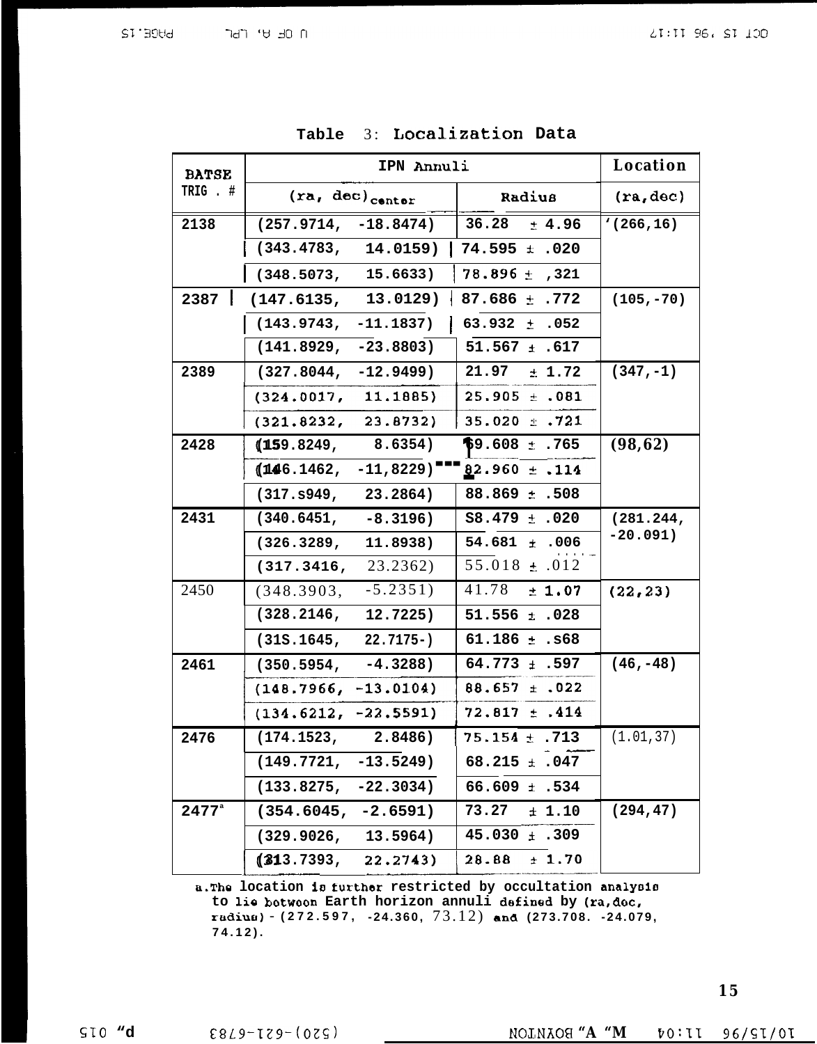## Table 3: Localization Data

| BATSE TRIG . # | IPN Annuli | | Location |
|---|---|---|---|
| | $(ra, dec)_{center}$ | Radius | (ra,dec) |
| 2138 | (257.9714, -18.8474) | 36.28 ± 4.96 | (266,16) |
| | (343.4783, 14.0159) | 74.595 ± .020 | |
| | (348.5073, 15.6633) | 78.896 ± .321 | |
| 2387 | (147.6135, 13.0129) | 87.686 ± .772 | (105,-70) |
| | (143.9743, -11.1837) | 63.932 ± .052 | |
| | (141.8929, -23.8803) | 51.567 ± .617 | |
| 2389 | (327.8044, -12.9499) | 21.97 ± 1.72 | (347,-1) |
| | (324.0017, 11.1885) | 25.905 ± .081 | |
| | (321.8232, 23.8732) | 35.020 ± .721 | |
| 2428 | (159.8249, 8.6354) | 69.608 ± .765 | (98,62) |
| | (146.1462, -11.8229) | 82.960 ± .114 | |
| | (317.5949, 23.2864) | 88.869 ± .508 | |
| 2431 | (340.6451, -8.3196) | 58.479 ± .020 | (281.244, -20.091) |
| | (326.3289, 11.8938) | 54.681 ± .006 | |
| | (317.3416, 23.2362) | 55.018 ± .012 | |
| 2450 | (348.3903, -5.2351) | 41.78 ± 1.07 | (22,23) |
| | (328.2146, 12.7225) | 51.556 ± .028 | |
| | (315.1645, 22.7175) | 61.186 ± .568 | |
| 2461 | (350.5954, -4.3288) | 64.773 ± .597 | (46,-48) |
| | (148.7966, -13.0104) | 88.657 ± .022 | |
| | (134.6212, -22.5591) | 72.817 ± .414 | |
| 2476 | (174.1523, 2.8486) | 75.154 ± .713 | (1.01,37) |
| | (149.7721, -13.5249) | 68.215 ± .047 | |
| | (133.8275, -22.3034) | 66.609 ± .534 | |
| 2477[a] | (354.6045, -2.6591) | 73.27 ± 1.10 | (294,47) |
| | (329.9026, 13.5964) | 45.030 ± .309 | |
| | (313.7393, 22.2743) | 28.88 ± 1.70 | |

a. The location is further restricted by occultation analysis to lie between Earth horizon annuli defined by (ra, dec, radius) - (272.597, -24.360, 73.12) and (273.708. -24.079, 74.12).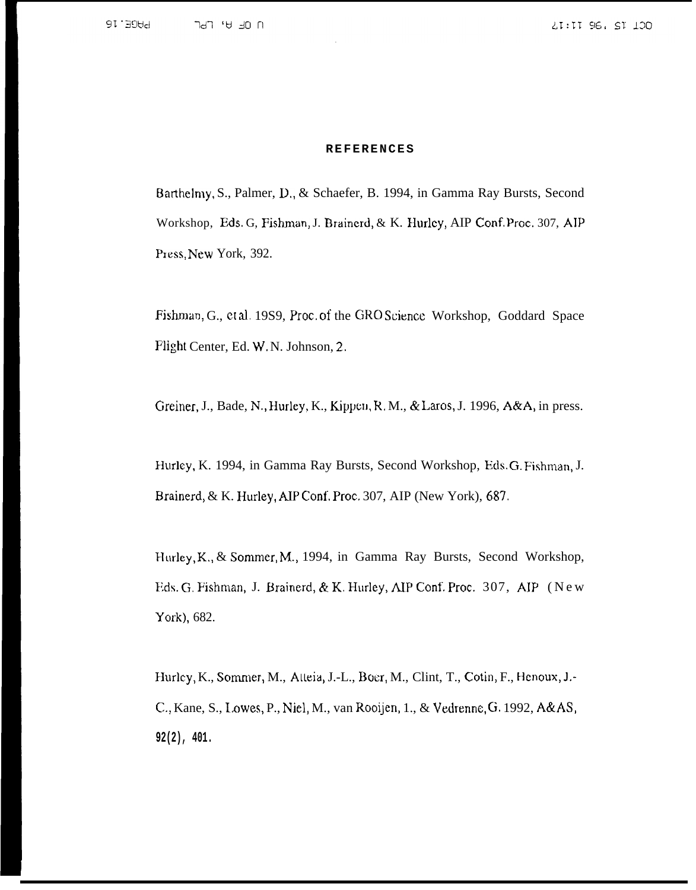## REFERENCES

Barthelmy, S., Palmer, D., & Schaefer, B. 1994, in Gamma Ray Bursts, Second Workshop, Eds. G, Fishman, J. Brainerd, & K. Hurley, AIP Conf. Proc. 307, AIP Press, New York, 392.

Fishman, G., et al. 19S9, Proc. of the GRO Science Workshop, Goddard Space Flight Center, Ed. W. N. Johnson, 2.

Greiner, J., Bade, N., Hurley, K., Kippen, R. M., & Laros, J. 1996, A&A, in press.

Hurley, K. 1994, in Gamma Ray Bursts, Second Workshop, Eds. G. Fishman, J. Brainerd, & K. Hurley, AIP Conf. Proc. 307, AIP (New York), 687.

Hurley, K., & Sommer, M., 1994, in Gamma Ray Bursts, Second Workshop, Eds. G. Fishman, J. Brainerd, & K. Hurley, AIP Conf. Proc. 307, AIP (New York), 682.

Hurley, K., Sommer, M., Atteia, J.-L., Boer, M., Clint, T., Cotin, F., Henoux, J.-C., Kane, S., Lowes, P., Niel, M., van Rooijen, 1., & Vedrenne, G. 1992, A&AS, 92(2), 401.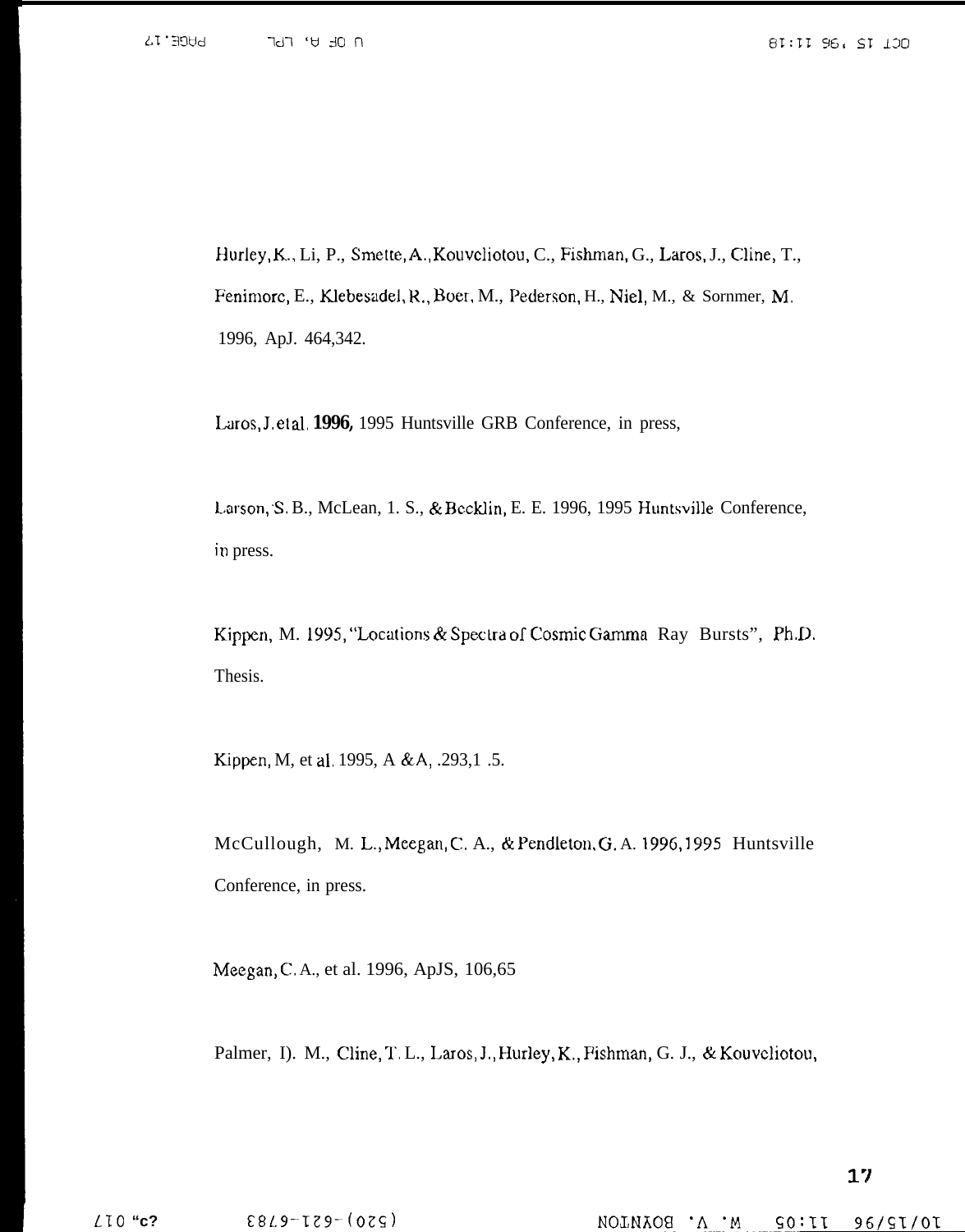Hurley, K., Li, P., Smette, A., Kouveliotou, C., Fishman, G., Laros, J., Cline, T., Fenimore, E., Klebesadel, R., Boer, M., Pederson, H., Niel, M., & Sommer, M. 1996, ApJ. 464,342.

Laros, J. et al. **1996,** 1995 Huntsville GRB Conference, in press,

Larson, S. B., McLean, 1. S., & Becklin, E. E. 1996, 1995 Huntsville Conference, in press.

Kippen, M. 1995, "Locations & Spectra of Cosmic Gamma Ray Bursts", Ph.D. Thesis.

Kippen, M, et al. 1995, A & A, .293,1 .5.

McCullough, M. L., Meegan, C. A., & Pendleton, G. A. 1996, 1995 Huntsville Conference, in press.

Meegan, C. A., et al. 1996, ApJS, 106,65

Palmer, D. M., Cline, T. L., Laros, J., Hurley, K., Fishman, G. J., & Kouveliotou,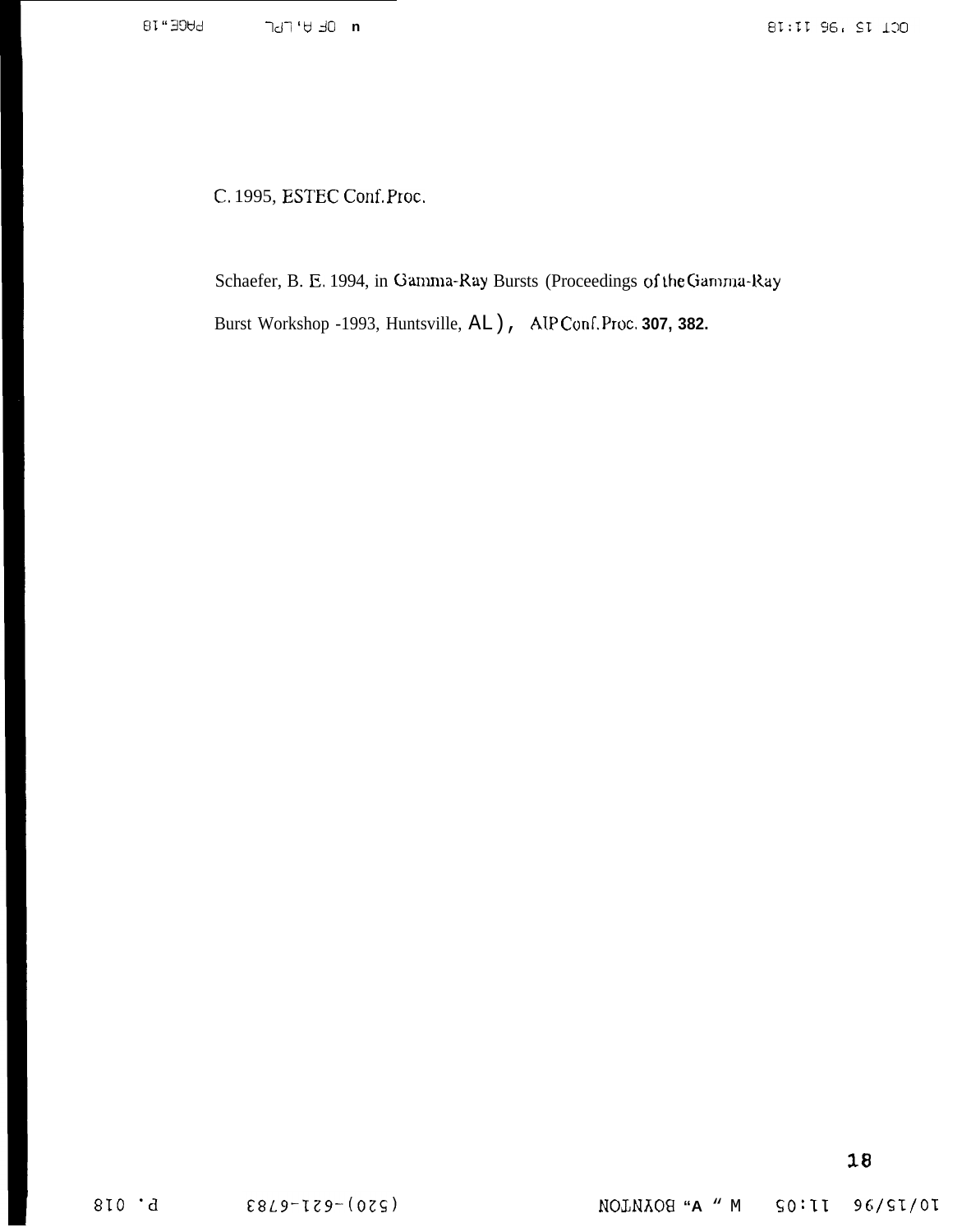C. 1995, ESTEC Conf. Proc.

Schaefer, B. E. 1994, in Gamma-Ray Bursts (Proceedings of the Gamma-Ray Burst Workshop -1993, Huntsville, AL), AIP Conf. Proc. 307, 382.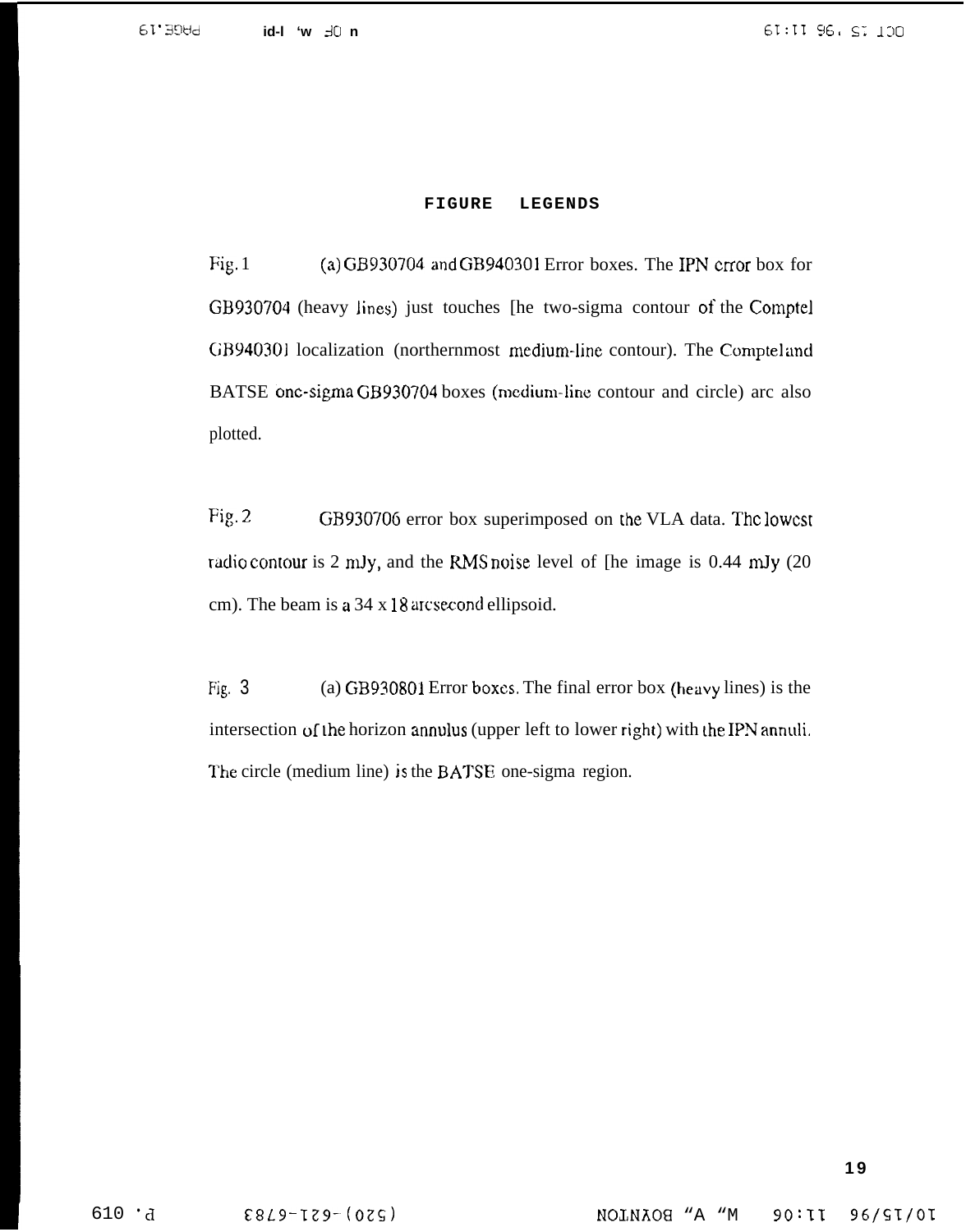## FIGURE LEGENDS

Fig. 1 (a) GB930704 and GB940301 Error boxes. The IPN error box for GB930704 (heavy lines) just touches [he two-sigma contour of the Comptel GB940301 localization (northernmost medium-line contour). The Comptel and BATSE one-sigma GB930704 boxes (medium-line contour and circle) arc also plotted.

Fig. 2 GB930706 error box superimposed on the VLA data. The lowest radio contour is 2 mJy, and the RMS noise level of [he image is 0.44 mJy (20 cm). The beam is a 34 x 18 arcsecond ellipsoid.

Fig. 3 (a) GB930801 Error boxes. The final error box (heavy lines) is the intersection of the horizon annulus (upper left to lower right) with the IPN annuli. The circle (medium line) is the BATSE one-sigma region.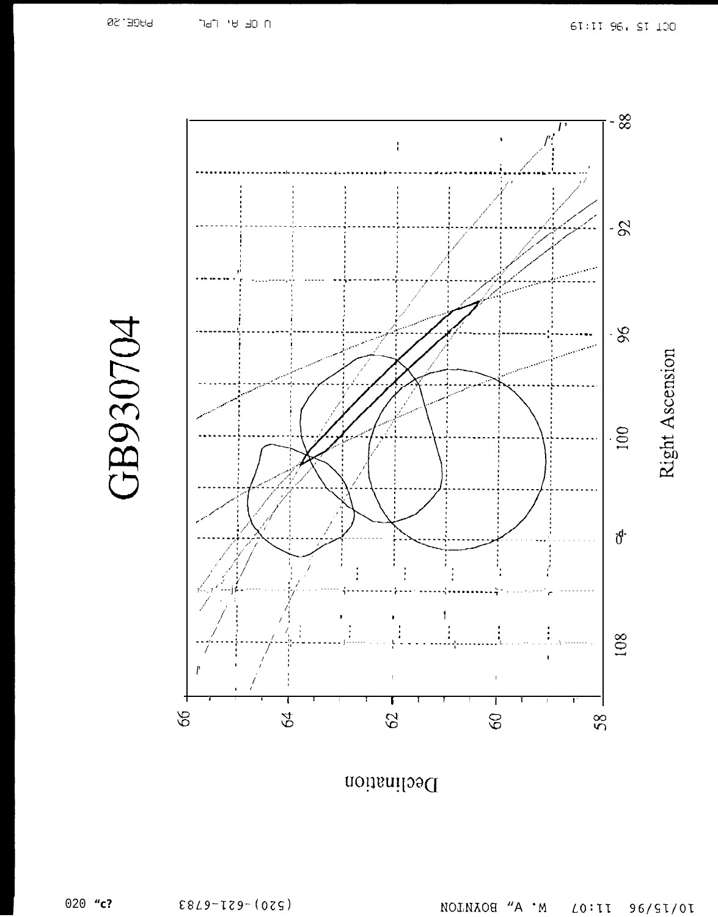# GB930704

Declination

66
64
62
60
58

108
104
100
96
92
88

Right Ascension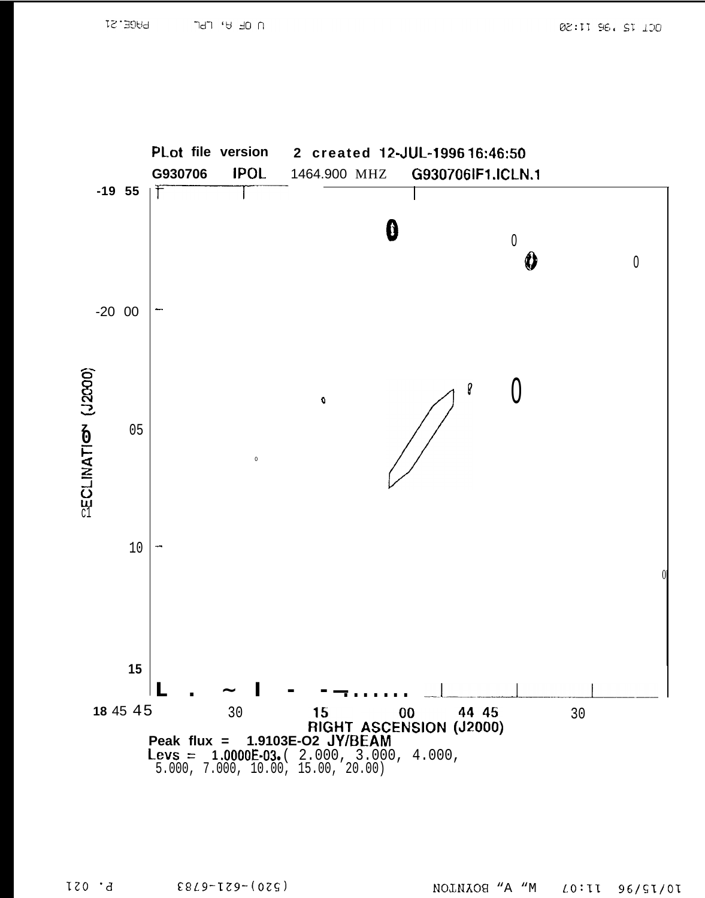PLot file version 2 created 12-JUL-1996 16:46:50
G930706 IPOL 1464.900 MHZ G930706IF1.ICLN.1

-19 55
-20 00
05
10
15

DECLINATION (J2000)

18 45 45
30
15
00
44 45
30

RIGHT ASCENSION (J2000)

Peak flux = 1.9103E-O2 JY/BEAM
Levs = 1.0000E-03 ( 2.000, 3.000, 4.000,
5.000, 7.000, 10.00, 15.00, 20.00)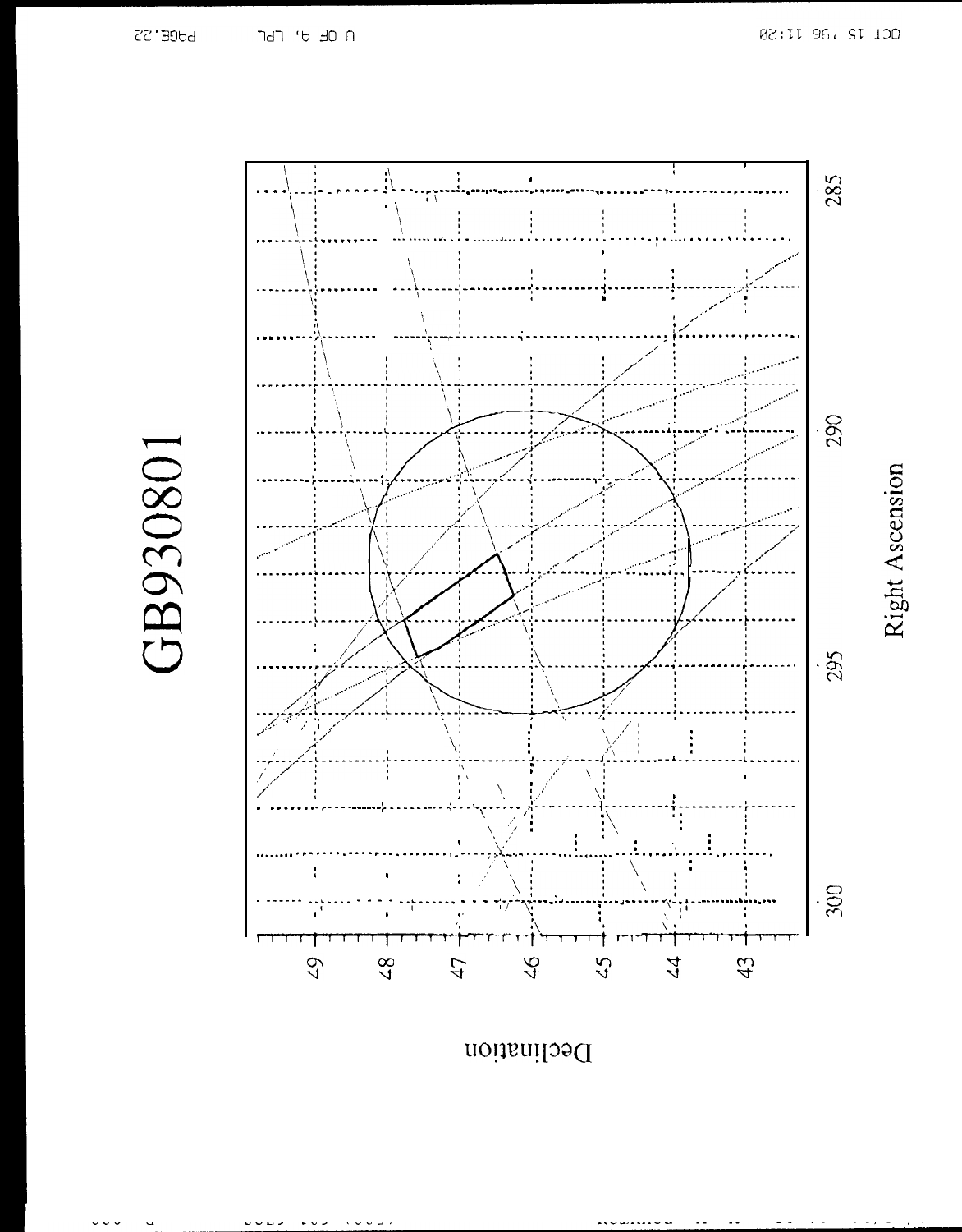# GB930801

Declination

49
48
47
46
45
44
43

300
295
290
285

Right Ascension